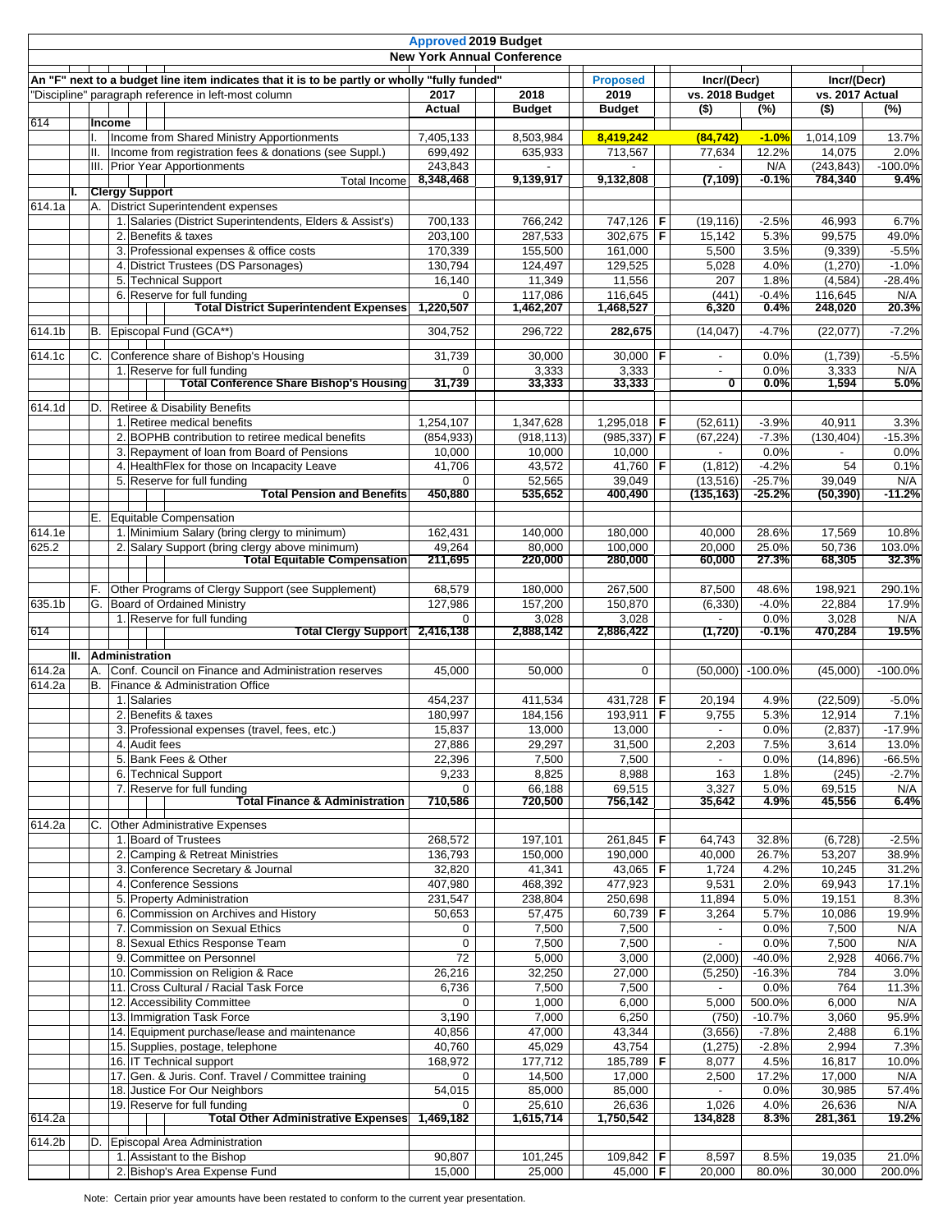# Approved 2019 Budget

## New York Annual Conference

An "F" next to a budget line item indicates that it is to be partly or wholly "fully funded"

"Discipline" paragraph reference in left-most column

| Ref | | | 2017 Actual | 2018 Budget | Proposed 2019 Budget | F | Incr/(Decr) vs. 2018 Budget ($) | (%) | Incr/(Decr) vs. 2017 Actual ($) | (%) |
|---|---|---|---|---|---|---|---|---|---|---|
| 614 | Income | | | | | | | | | |
| | I. | Income from Shared Ministry Apportionments | 7,405,133 | 8,503,984 | 8,419,242 | | (84,742) | -1.0% | 1,014,109 | 13.7% |
| | II. | Income from registration fees & donations (see Suppl.) | 699,492 | 635,933 | 713,567 | | 77,634 | 12.2% | 14,075 | 2.0% |
| | III. | Prior Year Apportionments | 243,843 | - | - | | - | N/A | (243,843) | -100.0% |
| | | **Total Income** | **8,348,468** | **9,139,917** | **9,132,808** | | **(7,109)** | **-0.1%** | **784,340** | **9.4%** |
| | I. | **Clergy Support** | | | | | | | | |
| 614.1a | A. | District Superintendent expenses | | | | | | | | |
| | | 1. Salaries (District Superintendents, Elders & Assist's) | 700,133 | 766,242 | 747,126 | F | (19,116) | -2.5% | 46,993 | 6.7% |
| | | 2. Benefits & taxes | 203,100 | 287,533 | 302,675 | F | 15,142 | 5.3% | 99,575 | 49.0% |
| | | 3. Professional expenses & office costs | 170,339 | 155,500 | 161,000 | | 5,500 | 3.5% | (9,339) | -5.5% |
| | | 4. District Trustees (DS Parsonages) | 130,794 | 124,497 | 129,525 | | 5,028 | 4.0% | (1,270) | -1.0% |
| | | 5. Technical Support | 16,140 | 11,349 | 11,556 | | 207 | 1.8% | (4,584) | -28.4% |
| | | 6. Reserve for full funding | 0 | 117,086 | 116,645 | | (441) | -0.4% | 116,645 | N/A |
| | | **Total District Superintendent Expenses** | **1,220,507** | **1,462,207** | **1,468,527** | | **6,320** | **0.4%** | **248,020** | **20.3%** |
| 614.1b | B. | Episcopal Fund (GCA**) | 304,752 | 296,722 | 282,675 | | (14,047) | -4.7% | (22,077) | -7.2% |
| 614.1c | C. | Conference share of Bishop's Housing | 31,739 | 30,000 | 30,000 | F | - | 0.0% | (1,739) | -5.5% |
| | | 1. Reserve for full funding | 0 | 3,333 | 3,333 | | - | 0.0% | 3,333 | N/A |
| | | **Total Conference Share Bishop's Housing** | **31,739** | **33,333** | **33,333** | | **0** | **0.0%** | **1,594** | **5.0%** |
| 614.1d | D. | Retiree & Disability Benefits | | | | | | | | |
| | | 1. Retiree medical benefits | 1,254,107 | 1,347,628 | 1,295,018 | F | (52,611) | -3.9% | 40,911 | 3.3% |
| | | 2. BOPHB contribution to retiree medical benefits | (854,933) | (918,113) | (985,337) | F | (67,224) | -7.3% | (130,404) | -15.3% |
| | | 3. Repayment of loan from Board of Pensions | 10,000 | 10,000 | 10,000 | | - | 0.0% | - | 0.0% |
| | | 4. HealthFlex for those on Incapacity Leave | 41,706 | 43,572 | 41,760 | F | (1,812) | -4.2% | 54 | 0.1% |
| | | 5. Reserve for full funding | 0 | 52,565 | 39,049 | | (13,516) | -25.7% | 39,049 | N/A |
| | | **Total Pension and Benefits** | **450,880** | **535,652** | **400,490** | | **(135,163)** | **-25.2%** | **(50,390)** | **-11.2%** |
| | E. | Equitable Compensation | | | | | | | | |
| 614.1e | | 1. Minimium Salary (bring clergy to minimum) | 162,431 | 140,000 | 180,000 | | 40,000 | 28.6% | 17,569 | 10.8% |
| 625.2 | | 2. Salary Support (bring clergy above minimum) | 49,264 | 80,000 | 100,000 | | 20,000 | 25.0% | 50,736 | 103.0% |
| | | **Total Equitable Compensation** | **211,695** | **220,000** | **280,000** | | **60,000** | **27.3%** | **68,305** | **32.3%** |
| | F. | Other Programs of Clergy Support (see Supplement) | 68,579 | 180,000 | 267,500 | | 87,500 | 48.6% | 198,921 | 290.1% |
| 635.1b | G. | Board of Ordained Ministry | 127,986 | 157,200 | 150,870 | | (6,330) | -4.0% | 22,884 | 17.9% |
| | | 1. Reserve for full funding | 0 | 3,028 | 3,028 | | - | 0.0% | 3,028 | N/A |
| 614 | | **Total Clergy Support** | **2,416,138** | **2,888,142** | **2,886,422** | | **(1,720)** | **-0.1%** | **470,284** | **19.5%** |
| | II. | **Administration** | | | | | | | | |
| 614.2a | A. | Conf. Council on Finance and Administration reserves | 45,000 | 50,000 | 0 | | (50,000) | -100.0% | (45,000) | -100.0% |
| 614.2a | B. | Finance & Administration Office | | | | | | | | |
| | | 1. Salaries | 454,237 | 411,534 | 431,728 | F | 20,194 | 4.9% | (22,509) | -5.0% |
| | | 2. Benefits & taxes | 180,997 | 184,156 | 193,911 | F | 9,755 | 5.3% | 12,914 | 7.1% |
| | | 3. Professional expenses (travel, fees, etc.) | 15,837 | 13,000 | 13,000 | | - | 0.0% | (2,837) | -17.9% |
| | | 4. Audit fees | 27,886 | 29,297 | 31,500 | | 2,203 | 7.5% | 3,614 | 13.0% |
| | | 5. Bank Fees & Other | 22,396 | 7,500 | 7,500 | | - | 0.0% | (14,896) | -66.5% |
| | | 6. Technical Support | 9,233 | 8,825 | 8,988 | | 163 | 1.8% | (245) | -2.7% |
| | | 7. Reserve for full funding | 0 | 66,188 | 69,515 | | 3,327 | 5.0% | 69,515 | N/A |
| | | **Total Finance & Administration** | **710,586** | **720,500** | **756,142** | | **35,642** | **4.9%** | **45,556** | **6.4%** |
| 614.2a | C. | Other Administrative Expenses | | | | | | | | |
| | | 1. Board of Trustees | 268,572 | 197,101 | 261,845 | F | 64,743 | 32.8% | (6,728) | -2.5% |
| | | 2. Camping & Retreat Ministries | 136,793 | 150,000 | 190,000 | | 40,000 | 26.7% | 53,207 | 38.9% |
| | | 3. Conference Secretary & Journal | 32,820 | 41,341 | 43,065 | F | 1,724 | 4.2% | 10,245 | 31.2% |
| | | 4. Conference Sessions | 407,980 | 468,392 | 477,923 | | 9,531 | 2.0% | 69,943 | 17.1% |
| | | 5. Property Administration | 231,547 | 238,804 | 250,698 | | 11,894 | 5.0% | 19,151 | 8.3% |
| | | 6. Commission on Archives and History | 50,653 | 57,475 | 60,739 | F | 3,264 | 5.7% | 10,086 | 19.9% |
| | | 7. Commission on Sexual Ethics | 0 | 7,500 | 7,500 | | - | 0.0% | 7,500 | N/A |
| | | 8. Sexual Ethics Response Team | 0 | 7,500 | 7,500 | | - | 0.0% | 7,500 | N/A |
| | | 9. Committee on Personnel | 72 | 5,000 | 3,000 | | (2,000) | -40.0% | 2,928 | 4066.7% |
| | | 10. Commission on Religion & Race | 26,216 | 32,250 | 27,000 | | (5,250) | -16.3% | 784 | 3.0% |
| | | 11. Cross Cultural / Racial Task Force | 6,736 | 7,500 | 7,500 | | - | 0.0% | 764 | 11.3% |
| | | 12. Accessibility Committee | 0 | 1,000 | 6,000 | | 5,000 | 500.0% | 6,000 | N/A |
| | | 13. Immigration Task Force | 3,190 | 7,000 | 6,250 | | (750) | -10.7% | 3,060 | 95.9% |
| | | 14. Equipment purchase/lease and maintenance | 40,856 | 47,000 | 43,344 | | (3,656) | -7.8% | 2,488 | 6.1% |
| | | 15. Supplies, postage, telephone | 40,760 | 45,029 | 43,754 | | (1,275) | -2.8% | 2,994 | 7.3% |
| | | 16. IT Technical support | 168,972 | 177,712 | 185,789 | F | 8,077 | 4.5% | 16,817 | 10.0% |
| | | 17. Gen. & Juris. Conf. Travel / Committee training | 0 | 14,500 | 17,000 | | 2,500 | 17.2% | 17,000 | N/A |
| | | 18. Justice For Our Neighbors | 54,015 | 85,000 | 85,000 | | - | 0.0% | 30,985 | 57.4% |
| | | 19. Reserve for full funding | 0 | 25,610 | 26,636 | | 1,026 | 4.0% | 26,636 | N/A |
| 614.2a | | **Total Other Administrative Expenses** | **1,469,182** | **1,615,714** | **1,750,542** | | **134,828** | **8.3%** | **281,361** | **19.2%** |
| 614.2b | D. | Episcopal Area Administration | | | | | | | | |
| | | 1. Assistant to the Bishop | 90,807 | 101,245 | 109,842 | F | 8,597 | 8.5% | 19,035 | 21.0% |
| | | 2. Bishop's Area Expense Fund | 15,000 | 25,000 | 45,000 | F | 20,000 | 80.0% | 30,000 | 200.0% |

Note: Certain prior year amounts have been restated to conform to the current year presentation.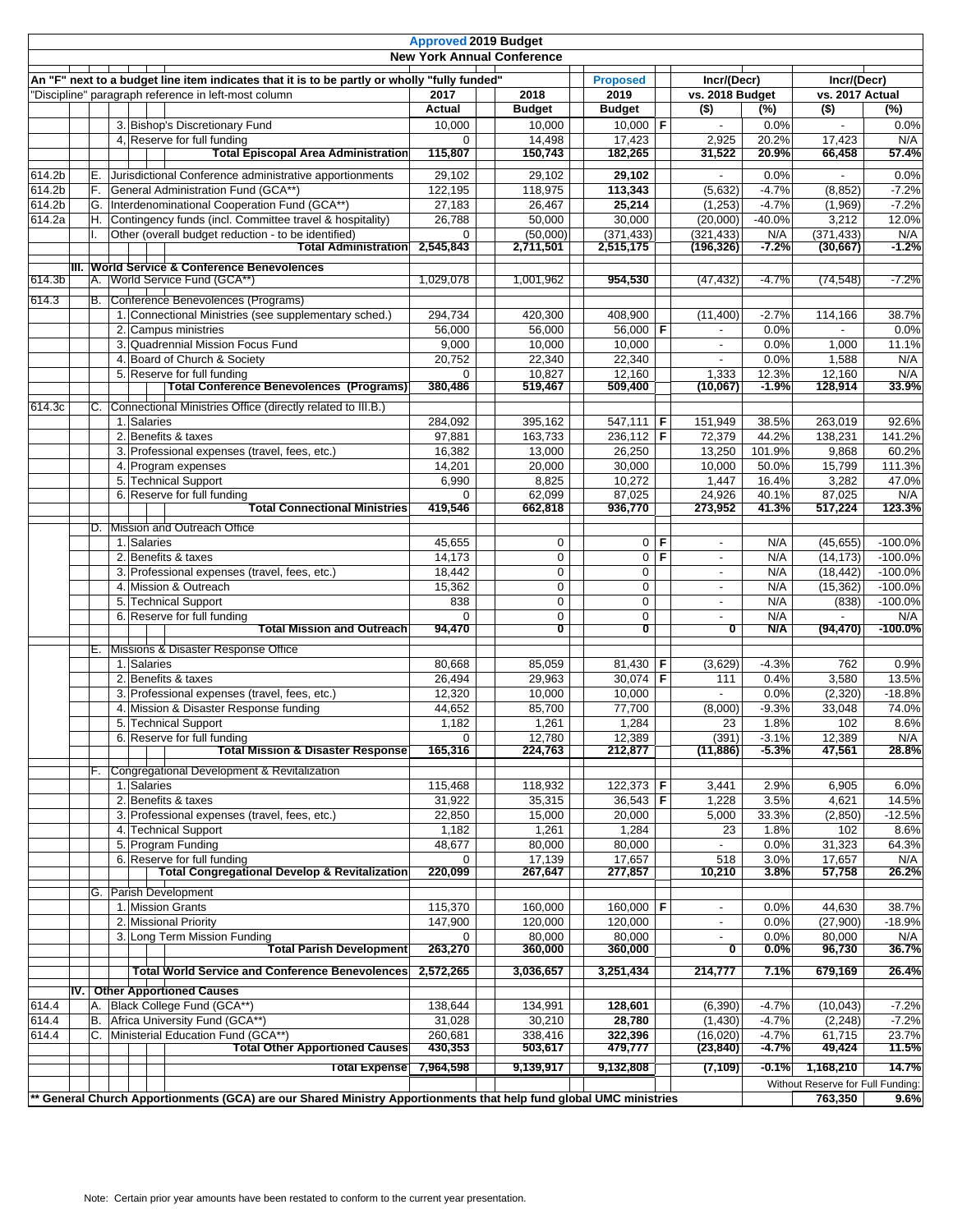# Approved 2019 Budget

## New York Annual Conference

An "F" next to a budget line item indicates that it is to be partly or wholly "fully funded"

"Discipline" paragraph reference in left-most column

| Ref | | | Item | 2017 Actual | 2018 Budget | Proposed 2019 Budget | F | Incr/(Decr) vs. 2018 Budget ($) | (%) | Incr/(Decr) vs. 2017 Actual ($) | (%) |
|---|---|---|---|---|---|---|---|---|---|---|---|
| | | 3. | Bishop's Discretionary Fund | 10,000 | 10,000 | 10,000 | F | - | 0.0% | - | 0.0% |
| | | 4. | Reserve for full funding | 0 | 14,498 | 17,423 | | 2,925 | 20.2% | 17,423 | N/A |
| | | | **Total Episcopal Area Administration** | **115,807** | **150,743** | **182,265** | | **31,522** | **20.9%** | **66,458** | **57.4%** |
| 614.2b | E. | | Jurisdictional Conference administrative apportionments | 29,102 | 29,102 | **29,102** | | - | 0.0% | - | 0.0% |
| 614.2b | F. | | General Administration Fund (GCA**) | 122,195 | 118,975 | **113,343** | | (5,632) | -4.7% | (8,852) | -7.2% |
| 614.2b | G. | | Interdenominational Cooperation Fund (GCA**) | 27,183 | 26,467 | **25,214** | | (1,253) | -4.7% | (1,969) | -7.2% |
| 614.2a | H. | | Contingency funds (incl. Committee travel & hospitality) | 26,788 | 50,000 | 30,000 | | (20,000) | -40.0% | 3,212 | 12.0% |
| | I. | | Other (overall budget reduction - to be identified) | 0 | (50,000) | (371,433) | | (321,433) | N/A | (371,433) | N/A |
| | | | **Total Administration** | **2,545,843** | **2,711,501** | **2,515,175** | | **(196,326)** | **-7.2%** | **(30,667)** | **-1.2%** |
| | **III.** | | **World Service & Conference Benevolences** | | | | | | | | |
| 614.3b | A. | | World Service Fund (GCA**) | 1,029,078 | 1,001,962 | **954,530** | | (47,432) | -4.7% | (74,548) | -7.2% |
| 614.3 | B. | | Conference Benevolences (Programs) | | | | | | | | |
| | | 1. | Connectional Ministries (see supplementary sched.) | 294,734 | 420,300 | 408,900 | | (11,400) | -2.7% | 114,166 | 38.7% |
| | | 2. | Campus ministries | 56,000 | 56,000 | 56,000 | F | - | 0.0% | - | 0.0% |
| | | 3. | Quadrennial Mission Focus Fund | 9,000 | 10,000 | 10,000 | | - | 0.0% | 1,000 | 11.1% |
| | | 4. | Board of Church & Society | 20,752 | 22,340 | 22,340 | | - | 0.0% | 1,588 | N/A |
| | | 5. | Reserve for full funding | 0 | 10,827 | 12,160 | | 1,333 | 12.3% | 12,160 | N/A |
| | | | **Total Conference Benevolences (Programs)** | **380,486** | **519,467** | **509,400** | | **(10,067)** | **-1.9%** | **128,914** | **33.9%** |
| 614.3c | C. | | Connectional Ministries Office (directly related to III.B.) | | | | | | | | |
| | | 1. | Salaries | 284,092 | 395,162 | 547,111 | F | 151,949 | 38.5% | 263,019 | 92.6% |
| | | 2. | Benefits & taxes | 97,881 | 163,733 | 236,112 | F | 72,379 | 44.2% | 138,231 | 141.2% |
| | | 3. | Professional expenses (travel, fees, etc.) | 16,382 | 13,000 | 26,250 | | 13,250 | 101.9% | 9,868 | 60.2% |
| | | 4. | Program expenses | 14,201 | 20,000 | 30,000 | | 10,000 | 50.0% | 15,799 | 111.3% |
| | | 5. | Technical Support | 6,990 | 8,825 | 10,272 | | 1,447 | 16.4% | 3,282 | 47.0% |
| | | 6. | Reserve for full funding | 0 | 62,099 | 87,025 | | 24,926 | 40.1% | 87,025 | N/A |
| | | | **Total Connectional Ministries** | **419,546** | **662,818** | **936,770** | | **273,952** | **41.3%** | **517,224** | **123.3%** |
| | D. | | Mission and Outreach Office | | | | | | | | |
| | | 1. | Salaries | 45,655 | 0 | 0 | F | - | N/A | (45,655) | -100.0% |
| | | 2. | Benefits & taxes | 14,173 | 0 | 0 | F | - | N/A | (14,173) | -100.0% |
| | | 3. | Professional expenses (travel, fees, etc.) | 18,442 | 0 | 0 | | - | N/A | (18,442) | -100.0% |
| | | 4. | Mission & Outreach | 15,362 | 0 | 0 | | - | N/A | (15,362) | -100.0% |
| | | 5. | Technical Support | 838 | 0 | 0 | | - | N/A | (838) | -100.0% |
| | | 6. | Reserve for full funding | 0 | 0 | 0 | | - | N/A | - | N/A |
| | | | **Total Mission and Outreach** | **94,470** | **0** | **0** | | **0** | **N/A** | **(94,470)** | **-100.0%** |
| | E. | | Missions & Disaster Response Office | | | | | | | | |
| | | 1. | Salaries | 80,668 | 85,059 | 81,430 | F | (3,629) | -4.3% | 762 | 0.9% |
| | | 2. | Benefits & taxes | 26,494 | 29,963 | 30,074 | F | 111 | 0.4% | 3,580 | 13.5% |
| | | 3. | Professional expenses (travel, fees, etc.) | 12,320 | 10,000 | 10,000 | | - | 0.0% | (2,320) | -18.8% |
| | | 4. | Mission & Disaster Response funding | 44,652 | 85,700 | 77,700 | | (8,000) | -9.3% | 33,048 | 74.0% |
| | | 5. | Technical Support | 1,182 | 1,261 | 1,284 | | 23 | 1.8% | 102 | 8.6% |
| | | 6. | Reserve for full funding | 0 | 12,780 | 12,389 | | (391) | -3.1% | 12,389 | N/A |
| | | | **Total Mission & Disaster Response** | **165,316** | **224,763** | **212,877** | | **(11,886)** | **-5.3%** | **47,561** | **28.8%** |
| | F. | | Congregational Development & Revitalization | | | | | | | | |
| | | 1. | Salaries | 115,468 | 118,932 | 122,373 | F | 3,441 | 2.9% | 6,905 | 6.0% |
| | | 2. | Benefits & taxes | 31,922 | 35,315 | 36,543 | F | 1,228 | 3.5% | 4,621 | 14.5% |
| | | 3. | Professional expenses (travel, fees, etc.) | 22,850 | 15,000 | 20,000 | | 5,000 | 33.3% | (2,850) | -12.5% |
| | | 4. | Technical Support | 1,182 | 1,261 | 1,284 | | 23 | 1.8% | 102 | 8.6% |
| | | 5. | Program Funding | 48,677 | 80,000 | 80,000 | | - | 0.0% | 31,323 | 64.3% |
| | | 6. | Reserve for full funding | 0 | 17,139 | 17,657 | | 518 | 3.0% | 17,657 | N/A |
| | | | **Total Congregational Develop & Revitalization** | **220,099** | **267,647** | **277,857** | | **10,210** | **3.8%** | **57,758** | **26.2%** |
| | G. | | Parish Development | | | | | | | | |
| | | 1. | Mission Grants | 115,370 | 160,000 | 160,000 | F | - | 0.0% | 44,630 | 38.7% |
| | | 2. | Missional Priority | 147,900 | 120,000 | 120,000 | | - | 0.0% | (27,900) | -18.9% |
| | | 3. | Long Term Mission Funding | 0 | 80,000 | 80,000 | | - | 0.0% | 80,000 | N/A |
| | | | **Total Parish Development** | **263,270** | **360,000** | **360,000** | | **0** | **0.0%** | **96,730** | **36.7%** |
| | | | **Total World Service and Conference Benevolences** | **2,572,265** | **3,036,657** | **3,251,434** | | **214,777** | **7.1%** | **679,169** | **26.4%** |
| | **IV.** | | **Other Apportioned Causes** | | | | | | | | |
| 614.4 | A. | | Black College Fund (GCA**) | 138,644 | 134,991 | **128,601** | | (6,390) | -4.7% | (10,043) | -7.2% |
| 614.4 | B. | | Africa University Fund (GCA**) | 31,028 | 30,210 | **28,780** | | (1,430) | -4.7% | (2,248) | -7.2% |
| 614.4 | C. | | Ministerial Education Fund (GCA**) | 260,681 | 338,416 | **322,396** | | (16,020) | -4.7% | 61,715 | 23.7% |
| | | | **Total Other Apportioned Causes** | **430,353** | **503,617** | **479,777** | | **(23,840)** | **-4.7%** | **49,424** | **11.5%** |
| | | | **Total Expense** | **7,964,598** | **9,139,917** | **9,132,808** | | **(7,109)** | **-0.1%** | **1,168,210** | **14.7%** |
| | | | | | | | | | | Without Reserve for Full Funding: | |
| | | | | | | | | | | **763,350** | **9.6%** |

**\*\* General Church Apportionments (GCA) are our Shared Ministry Apportionments that help fund global UMC ministries**

Note: Certain prior year amounts have been restated to conform to the current year presentation.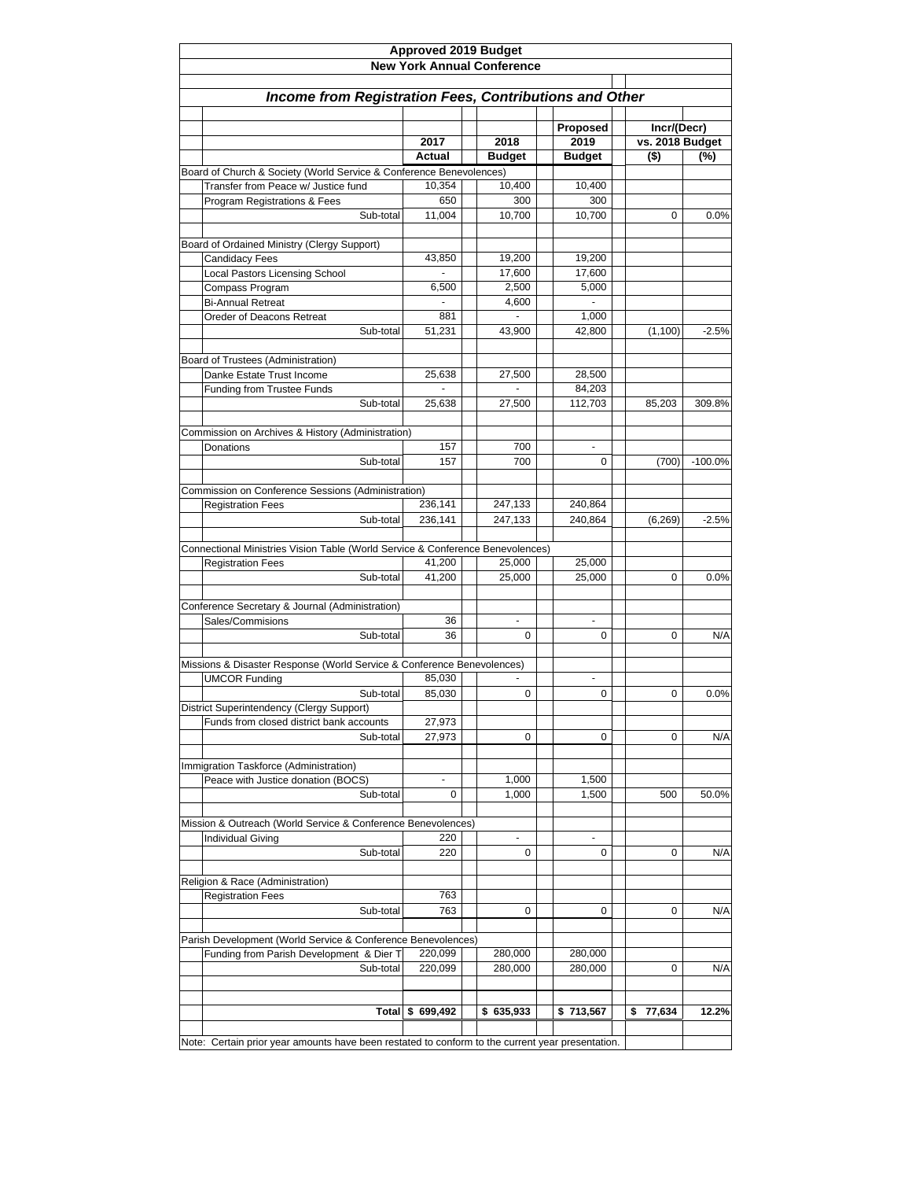# Approved 2019 Budget

## New York Annual Conference

### *Income from Registration Fees, Contributions and Other*

| | 2017 Actual | 2018 Budget | Proposed 2019 Budget | Incr/(Decr) vs. 2018 Budget ($) | (%) |
|---|---|---|---|---|---|
| Board of Church & Society (World Service & Conference Benevolences) | | | | | |
| Transfer from Peace w/ Justice fund | 10,354 | 10,400 | 10,400 | | |
| Program Registrations & Fees | 650 | 300 | 300 | | |
| Sub-total | 11,004 | 10,700 | 10,700 | 0 | 0.0% |
| | | | | | |
| Board of Ordained Ministry (Clergy Support) | | | | | |
| Candidacy Fees | 43,850 | 19,200 | 19,200 | | |
| Local Pastors Licensing School | - | 17,600 | 17,600 | | |
| Compass Program | 6,500 | 2,500 | 5,000 | | |
| Bi-Annual Retreat | - | 4,600 | - | | |
| Oreder of Deacons Retreat | 881 | - | 1,000 | | |
| Sub-total | 51,231 | 43,900 | 42,800 | (1,100) | -2.5% |
| | | | | | |
| Board of Trustees (Administration) | | | | | |
| Danke Estate Trust Income | 25,638 | 27,500 | 28,500 | | |
| Funding from Trustee Funds | - | - | 84,203 | | |
| Sub-total | 25,638 | 27,500 | 112,703 | 85,203 | 309.8% |
| | | | | | |
| Commission on Archives & History (Administration) | | | | | |
| Donations | 157 | 700 | - | | |
| Sub-total | 157 | 700 | 0 | (700) | -100.0% |
| | | | | | |
| Commission on Conference Sessions (Administration) | | | | | |
| Registration Fees | 236,141 | 247,133 | 240,864 | | |
| Sub-total | 236,141 | 247,133 | 240,864 | (6,269) | -2.5% |
| | | | | | |
| Connectional Ministries Vision Table (World Service & Conference Benevolences) | | | | | |
| Registration Fees | 41,200 | 25,000 | 25,000 | | |
| Sub-total | 41,200 | 25,000 | 25,000 | 0 | 0.0% |
| | | | | | |
| Conference Secretary & Journal (Administration) | | | | | |
| Sales/Commisions | 36 | - | - | | |
| Sub-total | 36 | 0 | 0 | 0 | N/A |
| | | | | | |
| Missions & Disaster Response (World Service & Conference Benevolences) | | | | | |
| UMCOR Funding | 85,030 | - | - | | |
| Sub-total | 85,030 | 0 | 0 | 0 | 0.0% |
| District Superintendency (Clergy Support) | | | | | |
| Funds from closed district bank accounts | 27,973 | | | | |
| Sub-total | 27,973 | 0 | 0 | 0 | N/A |
| | | | | | |
| Immigration Taskforce (Administration) | | | | | |
| Peace with Justice donation (BOCS) | - | 1,000 | 1,500 | | |
| Sub-total | 0 | 1,000 | 1,500 | 500 | 50.0% |
| | | | | | |
| Mission & Outreach (World Service & Conference Benevolences) | | | | | |
| Individual Giving | 220 | - | - | | |
| Sub-total | 220 | 0 | 0 | 0 | N/A |
| | | | | | |
| Religion & Race (Administration) | | | | | |
| Registration Fees | 763 | | | | |
| Sub-total | 763 | 0 | 0 | 0 | N/A |
| | | | | | |
| Parish Development (World Service & Conference Benevolences) | | | | | |
| Funding from Parish Development & Dier T | 220,099 | 280,000 | 280,000 | | |
| Sub-total | 220,099 | 280,000 | 280,000 | 0 | N/A |
| | | | | | |
| **Total** | **$ 699,492** | **$ 635,933** | **$ 713,567** | **$ 77,634** | **12.2%** |

Note: Certain prior year amounts have been restated to conform to the current year presentation.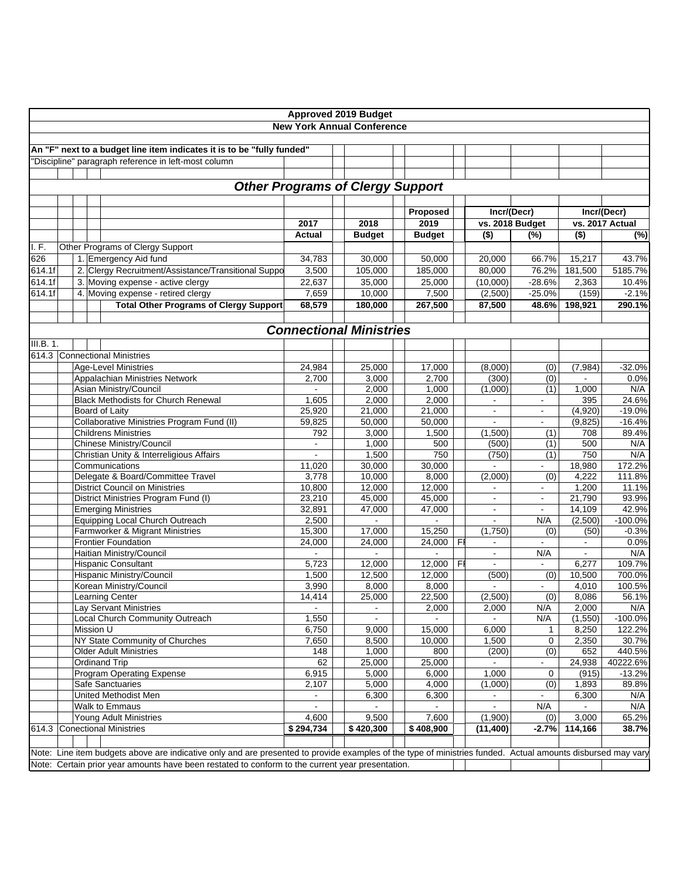**Approved 2019 Budget**
**New York Annual Conference**

**An "F" next to a budget line item indicates it is to be "fully funded"**
"Discipline" paragraph reference in left-most column

## *Other Programs of Clergy Support*

| | | 2017 Actual | 2018 Budget | Proposed 2019 Budget | | Incr/(Decr) vs. 2018 Budget ($) | Incr/(Decr) vs. 2018 Budget (%) | Incr/(Decr) vs. 2017 Actual ($) | Incr/(Decr) vs. 2017 Actual (%) |
|---|---|---|---|---|---|---|---|---|---|
| I. F. | Other Programs of Clergy Support | | | | | | | | |
| 626 | 1. Emergency Aid fund | 34,783 | 30,000 | 50,000 | | 20,000 | 66.7% | 15,217 | 43.7% |
| 614.1f | 2. Clergy Recruitment/Assistance/Transitional Suppo | 3,500 | 105,000 | 185,000 | | 80,000 | 76.2% | 181,500 | 5185.7% |
| 614.1f | 3. Moving expense - active clergy | 22,637 | 35,000 | 25,000 | | (10,000) | -28.6% | 2,363 | 10.4% |
| 614.1f | 4. Moving expense - retired clergy | 7,659 | 10,000 | 7,500 | | (2,500) | -25.0% | (159) | -2.1% |
| | **Total Other Programs of Clergy Support** | **68,579** | **180,000** | **267,500** | | **87,500** | **48.6%** | **198,921** | **290.1%** |

## *Connectional Ministries*

| | | 2017 Actual | 2018 Budget | Proposed 2019 Budget | | Incr/(Decr) vs. 2018 Budget ($) | Incr/(Decr) vs. 2018 Budget (%) | Incr/(Decr) vs. 2017 Actual ($) | Incr/(Decr) vs. 2017 Actual (%) |
|---|---|---|---|---|---|---|---|---|---|
| III.B. 1. | | | | | | | | | |
| 614.3 | Connectional Ministries | | | | | | | | |
| | Age-Level Ministries | 24,984 | 25,000 | 17,000 | | (8,000) | (0) | (7,984) | -32.0% |
| | Appalachian Ministries Network | 2,700 | 3,000 | 2,700 | | (300) | (0) | - | 0.0% |
| | Asian Ministry/Council | - | 2,000 | 1,000 | | (1,000) | (1) | 1,000 | N/A |
| | Black Methodists for Church Renewal | 1,605 | 2,000 | 2,000 | | - | - | 395 | 24.6% |
| | Board of Laity | 25,920 | 21,000 | 21,000 | | - | - | (4,920) | -19.0% |
| | Collaborative Ministries Program Fund (II) | 59,825 | 50,000 | 50,000 | | - | - | (9,825) | -16.4% |
| | Childrens Ministries | 792 | 3,000 | 1,500 | | (1,500) | (1) | 708 | 89.4% |
| | Chinese Ministry/Council | - | 1,000 | 500 | | (500) | (1) | 500 | N/A |
| | Christian Unity & Interreligious Affairs | - | 1,500 | 750 | | (750) | (1) | 750 | N/A |
| | Communications | 11,020 | 30,000 | 30,000 | | - | - | 18,980 | 172.2% |
| | Delegate & Board/Committee Travel | 3,778 | 10,000 | 8,000 | | (2,000) | (0) | 4,222 | 111.8% |
| | District Council on Ministries | 10,800 | 12,000 | 12,000 | | - | - | 1,200 | 11.1% |
| | District Ministries Program Fund (I) | 23,210 | 45,000 | 45,000 | | - | - | 21,790 | 93.9% |
| | Emerging Ministries | 32,891 | 47,000 | 47,000 | | - | - | 14,109 | 42.9% |
| | Equipping Local Church Outreach | 2,500 | - | - | | - | N/A | (2,500) | -100.0% |
| | Farmworker & Migrant Ministries | 15,300 | 17,000 | 15,250 | | (1,750) | (0) | (50) | -0.3% |
| | Frontier Foundation | 24,000 | 24,000 | 24,000 | F | - | - | - | 0.0% |
| | Haitian Ministry/Council | - | - | - | | - | N/A | - | N/A |
| | Hispanic Consultant | 5,723 | 12,000 | 12,000 | F | - | - | 6,277 | 109.7% |
| | Hispanic Ministry/Council | 1,500 | 12,500 | 12,000 | | (500) | (0) | 10,500 | 700.0% |
| | Korean Ministry/Council | 3,990 | 8,000 | 8,000 | | - | - | 4,010 | 100.5% |
| | Learning Center | 14,414 | 25,000 | 22,500 | | (2,500) | (0) | 8,086 | 56.1% |
| | Lay Servant Ministries | - | - | 2,000 | | 2,000 | N/A | 2,000 | N/A |
| | Local Church Community Outreach | 1,550 | - | - | | - | N/A | (1,550) | -100.0% |
| | Mission U | 6,750 | 9,000 | 15,000 | | 6,000 | 1 | 8,250 | 122.2% |
| | NY State Community of Churches | 7,650 | 8,500 | 10,000 | | 1,500 | 0 | 2,350 | 30.7% |
| | Older Adult Ministries | 148 | 1,000 | 800 | | (200) | (0) | 652 | 440.5% |
| | Ordinand Trip | 62 | 25,000 | 25,000 | | - | - | 24,938 | 40222.6% |
| | Program Operating Expense | 6,915 | 5,000 | 6,000 | | 1,000 | 0 | (915) | -13.2% |
| | Safe Sanctuaries | 2,107 | 5,000 | 4,000 | | (1,000) | (0) | 1,893 | 89.8% |
| | United Methodist Men | - | 6,300 | 6,300 | | - | - | 6,300 | N/A |
| | Walk to Emmaus | - | - | - | | - | N/A | - | N/A |
| | Young Adult Ministries | 4,600 | 9,500 | 7,600 | | (1,900) | (0) | 3,000 | 65.2% |
| 614.3 | Conectional Ministries | **$ 294,734** | **$ 420,300** | **$ 408,900** | | **(11,400)** | **-2.7%** | **114,166** | **38.7%** |

Note: Line item budgets above are indicative only and are presented to provide examples of the type of ministries funded. Actual amounts disbursed may vary
Note: Certain prior year amounts have been restated to conform to the current year presentation.